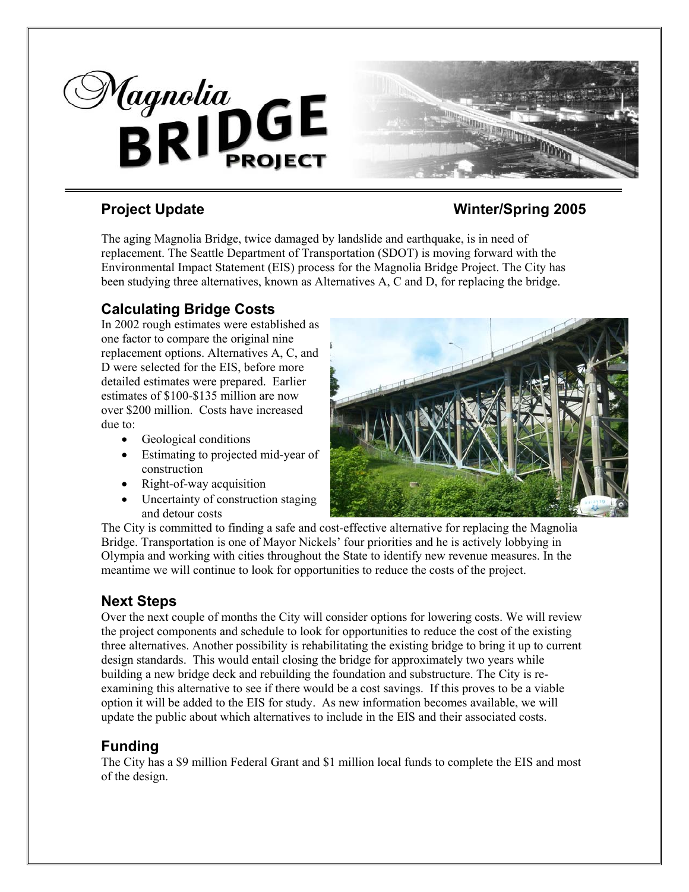# Magnolia BRIDGE PROJECT

**Project Update** **Winter/Spring 2005**

The aging Magnolia Bridge, twice damaged by landslide and earthquake, is in need of replacement. The Seattle Department of Transportation (SDOT) is moving forward with the Environmental Impact Statement (EIS) process for the Magnolia Bridge Project. The City has been studying three alternatives, known as Alternatives A, C and D, for replacing the bridge.

## Calculating Bridge Costs

In 2002 rough estimates were established as one factor to compare the original nine replacement options. Alternatives A, C, and D were selected for the EIS, before more detailed estimates were prepared. Earlier estimates of $100-$135 million are now over $200 million. Costs have increased due to:

- Geological conditions
- Estimating to projected mid-year of construction
- Right-of-way acquisition
- Uncertainty of construction staging and detour costs

The City is committed to finding a safe and cost-effective alternative for replacing the Magnolia Bridge. Transportation is one of Mayor Nickels' four priorities and he is actively lobbying in Olympia and working with cities throughout the State to identify new revenue measures. In the meantime we will continue to look for opportunities to reduce the costs of the project.

## Next Steps

Over the next couple of months the City will consider options for lowering costs. We will review the project components and schedule to look for opportunities to reduce the cost of the existing three alternatives. Another possibility is rehabilitating the existing bridge to bring it up to current design standards. This would entail closing the bridge for approximately two years while building a new bridge deck and rebuilding the foundation and substructure. The City is re-examining this alternative to see if there would be a cost savings. If this proves to be a viable option it will be added to the EIS for study. As new information becomes available, we will update the public about which alternatives to include in the EIS and their associated costs.

## Funding

The City has a $9 million Federal Grant and $1 million local funds to complete the EIS and most of the design.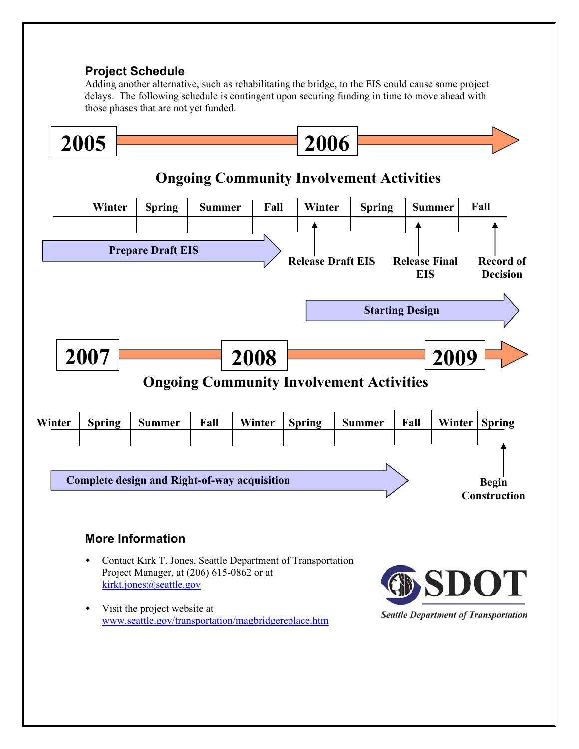### Project Schedule

Adding another alternative, such as rehabilitating the bridge, to the EIS could cause some project delays. The following schedule is contingent upon securing funding in time to move ahead with those phases that are not yet funded.

2005

2006

Ongoing Community Involvement Activities

Winter Spring Summer Fall Winter Spring Summer Fall

Prepare Draft EIS

Release Draft EIS

Release Final EIS

Record of Decision

Starting Design

2007

2008

2009

Ongoing Community Involvement Activities

Winter Spring Summer Fall Winter Spring Summer Fall Winter Spring

Complete design and Right-of-way acquisition

Begin Construction

### More Information

- Contact Kirk T. Jones, Seattle Department of Transportation Project Manager, at (206) 615-0862 or at kirkt.jones@seattle.gov
- Visit the project website at www.seattle.gov/transportation/magbridgereplace.htm

SDOT
Seattle Department of Transportation